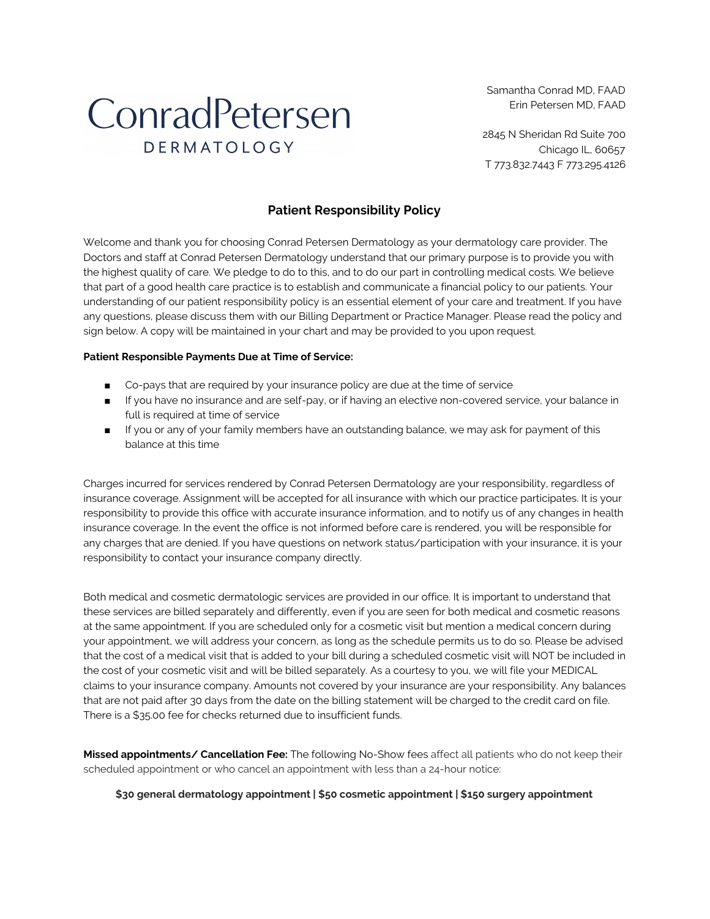# ConradPetersen
DERMATOLOGY

Samantha Conrad MD, FAAD
Erin Petersen MD, FAAD

2845 N Sheridan Rd Suite 700
Chicago IL, 60657
T 773.832.7443 F 773.295.4126

## Patient Responsibility Policy

Welcome and thank you for choosing Conrad Petersen Dermatology as your dermatology care provider. The Doctors and staff at Conrad Petersen Dermatology understand that our primary purpose is to provide you with the highest quality of care. We pledge to do to this, and to do our part in controlling medical costs. We believe that part of a good health care practice is to establish and communicate a financial policy to our patients. Your understanding of our patient responsibility policy is an essential element of your care and treatment. If you have any questions, please discuss them with our Billing Department or Practice Manager. Please read the policy and sign below. A copy will be maintained in your chart and may be provided to you upon request.

**Patient Responsible Payments Due at Time of Service:**

- Co-pays that are required by your insurance policy are due at the time of service
- If you have no insurance and are self-pay, or if having an elective non-covered service, your balance in full is required at time of service
- If you or any of your family members have an outstanding balance, we may ask for payment of this balance at this time

Charges incurred for services rendered by Conrad Petersen Dermatology are your responsibility, regardless of insurance coverage. Assignment will be accepted for all insurance with which our practice participates. It is your responsibility to provide this office with accurate insurance information, and to notify us of any changes in health insurance coverage. In the event the office is not informed before care is rendered, you will be responsible for any charges that are denied. If you have questions on network status/participation with your insurance, it is your responsibility to contact your insurance company directly.

Both medical and cosmetic dermatologic services are provided in our office. It is important to understand that these services are billed separately and differently, even if you are seen for both medical and cosmetic reasons at the same appointment. If you are scheduled only for a cosmetic visit but mention a medical concern during your appointment, we will address your concern, as long as the schedule permits us to do so. Please be advised that the cost of a medical visit that is added to your bill during a scheduled cosmetic visit will NOT be included in the cost of your cosmetic visit and will be billed separately. As a courtesy to you, we will file your MEDICAL claims to your insurance company. Amounts not covered by your insurance are your responsibility. Any balances that are not paid after 30 days from the date on the billing statement will be charged to the credit card on file. There is a $35.00 fee for checks returned due to insufficient funds.

**Missed appointments/ Cancellation Fee:** The following No-Show fees affect all patients who do not keep their scheduled appointment or who cancel an appointment with less than a 24-hour notice:

**$30 general dermatology appointment | $50 cosmetic appointment | $150 surgery appointment**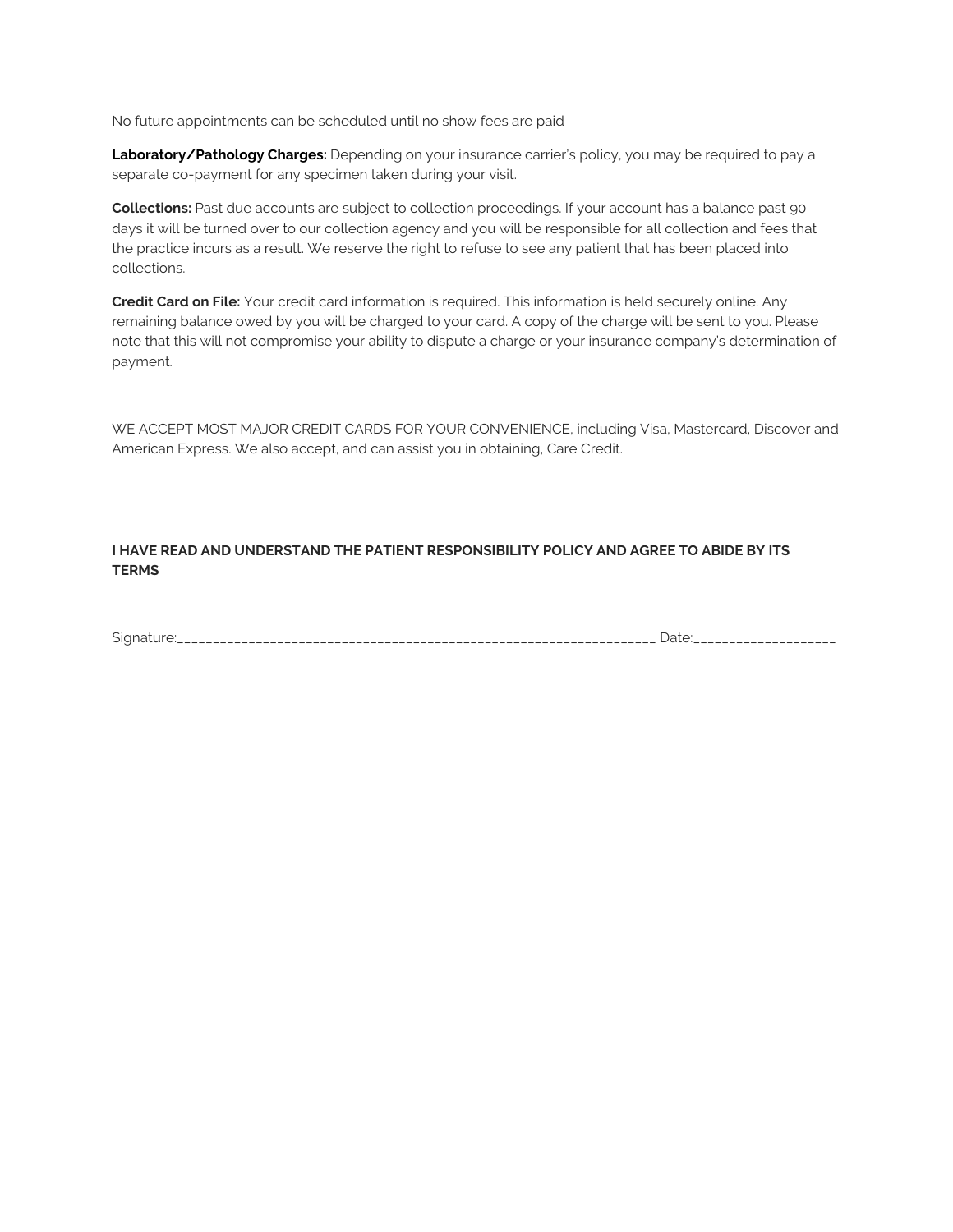No future appointments can be scheduled until no show fees are paid

**Laboratory/Pathology Charges:** Depending on your insurance carrier's policy, you may be required to pay a separate co-payment for any specimen taken during your visit.

**Collections:** Past due accounts are subject to collection proceedings. If your account has a balance past 90 days it will be turned over to our collection agency and you will be responsible for all collection and fees that the practice incurs as a result. We reserve the right to refuse to see any patient that has been placed into collections.

**Credit Card on File:** Your credit card information is required. This information is held securely online. Any remaining balance owed by you will be charged to your card. A copy of the charge will be sent to you. Please note that this will not compromise your ability to dispute a charge or your insurance company's determination of payment.

WE ACCEPT MOST MAJOR CREDIT CARDS FOR YOUR CONVENIENCE, including Visa, Mastercard, Discover and American Express. We also accept, and can assist you in obtaining, Care Credit.

**I HAVE READ AND UNDERSTAND THE PATIENT RESPONSIBILITY POLICY AND AGREE TO ABIDE BY ITS TERMS**

Signature:_______________________________________________________________ Date:___________________